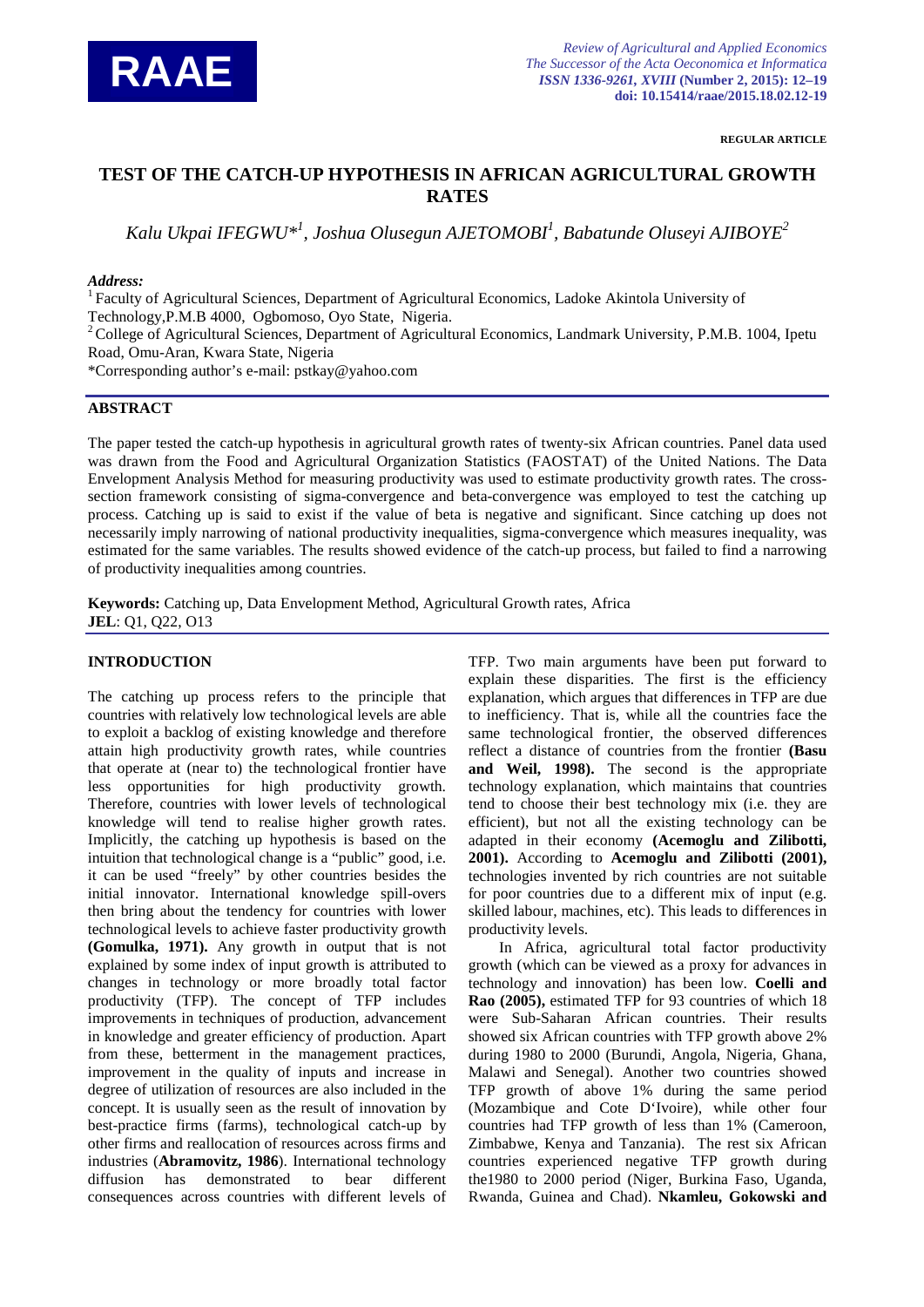REGULAR ARTICLE

# TEST OF THE CATCH-UP HYPOTHESIS IN AFRICAN AGRICULTURAL GROWTH RATES

*Kalu Ukpai IFEGWU*[*1], Joshua Olusegun AJETOMOBI[1], Babatunde Oluseyi AJIBOYE[2]*

***Address:***

[1] Faculty of Agricultural Sciences, Department of Agricultural Economics, Ladoke Akintola University of Technology,P.M.B 4000, Ogbomoso, Oyo State, Nigeria.

[2] College of Agricultural Sciences, Department of Agricultural Economics, Landmark University, P.M.B. 1004, Ipetu Road, Omu-Aran, Kwara State, Nigeria

*Corresponding author's e-mail: pstkay@yahoo.com

## ABSTRACT

The paper tested the catch-up hypothesis in agricultural growth rates of twenty-six African countries. Panel data used was drawn from the Food and Agricultural Organization Statistics (FAOSTAT) of the United Nations. The Data Envelopment Analysis Method for measuring productivity was used to estimate productivity growth rates. The cross-section framework consisting of sigma-convergence and beta-convergence was employed to test the catching up process. Catching up is said to exist if the value of beta is negative and significant. Since catching up does not necessarily imply narrowing of national productivity inequalities, sigma-convergence which measures inequality, was estimated for the same variables. The results showed evidence of the catch-up process, but failed to find a narrowing of productivity inequalities among countries.

**Keywords:** Catching up, Data Envelopment Method, Agricultural Growth rates, Africa

**JEL**: Q1, Q22, O13

## INTRODUCTION

The catching up process refers to the principle that countries with relatively low technological levels are able to exploit a backlog of existing knowledge and therefore attain high productivity growth rates, while countries that operate at (near to) the technological frontier have less opportunities for high productivity growth. Therefore, countries with lower levels of technological knowledge will tend to realise higher growth rates. Implicitly, the catching up hypothesis is based on the intuition that technological change is a "public" good, i.e. it can be used "freely" by other countries besides the initial innovator. International knowledge spill-overs then bring about the tendency for countries with lower technological levels to achieve faster productivity growth **(Gomulka, 1971).** Any growth in output that is not explained by some index of input growth is attributed to changes in technology or more broadly total factor productivity (TFP). The concept of TFP includes improvements in techniques of production, advancement in knowledge and greater efficiency of production. Apart from these, betterment in the management practices, improvement in the quality of inputs and increase in degree of utilization of resources are also included in the concept. It is usually seen as the result of innovation by best-practice firms (farms), technological catch-up by other firms and reallocation of resources across firms and industries (**Abramovitz, 1986**). International technology diffusion has demonstrated to bear different consequences across countries with different levels of TFP. Two main arguments have been put forward to explain these disparities. The first is the efficiency explanation, which argues that differences in TFP are due to inefficiency. That is, while all the countries face the same technological frontier, the observed differences reflect a distance of countries from the frontier **(Basu and Weil, 1998).** The second is the appropriate technology explanation, which maintains that countries tend to choose their best technology mix (i.e. they are efficient), but not all the existing technology can be adapted in their economy **(Acemoglu and Zilibotti, 2001).** According to **Acemoglu and Zilibotti (2001),** technologies invented by rich countries are not suitable for poor countries due to a different mix of input (e.g. skilled labour, machines, etc). This leads to differences in productivity levels.

In Africa, agricultural total factor productivity growth (which can be viewed as a proxy for advances in technology and innovation) has been low. **Coelli and Rao (2005),** estimated TFP for 93 countries of which 18 were Sub-Saharan African countries. Their results showed six African countries with TFP growth above 2% during 1980 to 2000 (Burundi, Angola, Nigeria, Ghana, Malawi and Senegal). Another two countries showed TFP growth of above 1% during the same period (Mozambique and Cote D'Ivoire), while other four countries had TFP growth of less than 1% (Cameroon, Zimbabwe, Kenya and Tanzania). The rest six African countries experienced negative TFP growth during the1980 to 2000 period (Niger, Burkina Faso, Uganda, Rwanda, Guinea and Chad). **Nkamleu, Gokowski and**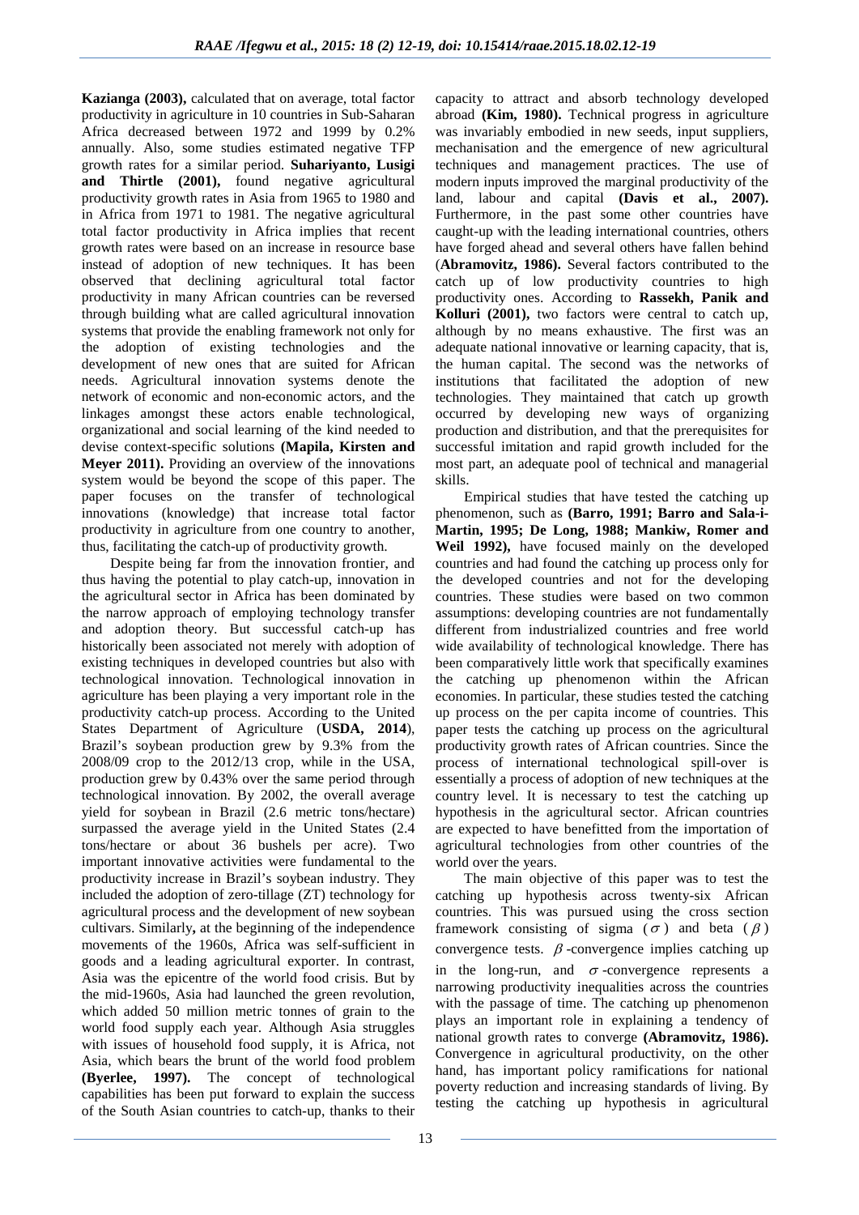**Kazianga (2003),** calculated that on average, total factor productivity in agriculture in 10 countries in Sub-Saharan Africa decreased between 1972 and 1999 by 0.2% annually. Also, some studies estimated negative TFP growth rates for a similar period. **Suhariyanto, Lusigi and Thirtle (2001),** found negative agricultural productivity growth rates in Asia from 1965 to 1980 and in Africa from 1971 to 1981. The negative agricultural total factor productivity in Africa implies that recent growth rates were based on an increase in resource base instead of adoption of new techniques. It has been observed that declining agricultural total factor productivity in many African countries can be reversed through building what are called agricultural innovation systems that provide the enabling framework not only for the adoption of existing technologies and the development of new ones that are suited for African needs. Agricultural innovation systems denote the network of economic and non-economic actors, and the linkages amongst these actors enable technological, organizational and social learning of the kind needed to devise context-specific solutions **(Mapila, Kirsten and Meyer 2011).** Providing an overview of the innovations system would be beyond the scope of this paper. The paper focuses on the transfer of technological innovations (knowledge) that increase total factor productivity in agriculture from one country to another, thus, facilitating the catch-up of productivity growth.

Despite being far from the innovation frontier, and thus having the potential to play catch-up, innovation in the agricultural sector in Africa has been dominated by the narrow approach of employing technology transfer and adoption theory. But successful catch-up has historically been associated not merely with adoption of existing techniques in developed countries but also with technological innovation. Technological innovation in agriculture has been playing a very important role in the productivity catch-up process. According to the United States Department of Agriculture (**USDA, 2014**), Brazil's soybean production grew by 9.3% from the 2008/09 crop to the 2012/13 crop, while in the USA, production grew by 0.43% over the same period through technological innovation. By 2002, the overall average yield for soybean in Brazil (2.6 metric tons/hectare) surpassed the average yield in the United States (2.4 tons/hectare or about 36 bushels per acre). Two important innovative activities were fundamental to the productivity increase in Brazil's soybean industry. They included the adoption of zero-tillage (ZT) technology for agricultural process and the development of new soybean cultivars. Similarly**,** at the beginning of the independence movements of the 1960s, Africa was self-sufficient in goods and a leading agricultural exporter. In contrast, Asia was the epicentre of the world food crisis. But by the mid-1960s, Asia had launched the green revolution, which added 50 million metric tonnes of grain to the world food supply each year. Although Asia struggles with issues of household food supply, it is Africa, not Asia, which bears the brunt of the world food problem **(Byerlee, 1997).** The concept of technological capabilities has been put forward to explain the success of the South Asian countries to catch-up, thanks to their capacity to attract and absorb technology developed abroad **(Kim, 1980).** Technical progress in agriculture was invariably embodied in new seeds, input suppliers, mechanisation and the emergence of new agricultural techniques and management practices. The use of modern inputs improved the marginal productivity of the land, labour and capital **(Davis et al., 2007).** Furthermore, in the past some other countries have caught-up with the leading international countries, others have forged ahead and several others have fallen behind (**Abramovitz, 1986).** Several factors contributed to the catch up of low productivity countries to high productivity ones. According to **Rassekh, Panik and Kolluri (2001),** two factors were central to catch up, although by no means exhaustive. The first was an adequate national innovative or learning capacity, that is, the human capital. The second was the networks of institutions that facilitated the adoption of new technologies. They maintained that catch up growth occurred by developing new ways of organizing production and distribution, and that the prerequisites for successful imitation and rapid growth included for the most part, an adequate pool of technical and managerial skills.

Empirical studies that have tested the catching up phenomenon, such as **(Barro, 1991; Barro and Sala-i-Martin, 1995; De Long, 1988; Mankiw, Romer and Weil 1992),** have focused mainly on the developed countries and had found the catching up process only for the developed countries and not for the developing countries. These studies were based on two common assumptions: developing countries are not fundamentally different from industrialized countries and free world wide availability of technological knowledge. There has been comparatively little work that specifically examines the catching up phenomenon within the African economies. In particular, these studies tested the catching up process on the per capita income of countries. This paper tests the catching up process on the agricultural productivity growth rates of African countries. Since the process of international technological spill-over is essentially a process of adoption of new techniques at the country level. It is necessary to test the catching up hypothesis in the agricultural sector. African countries are expected to have benefitted from the importation of agricultural technologies from other countries of the world over the years.

The main objective of this paper was to test the catching up hypothesis across twenty-six African countries. This was pursued using the cross section framework consisting of sigma ($\sigma$) and beta ($\beta$) convergence tests. $\beta$-convergence implies catching up in the long-run, and $\sigma$-convergence represents a narrowing productivity inequalities across the countries with the passage of time. The catching up phenomenon plays an important role in explaining a tendency of national growth rates to converge **(Abramovitz, 1986).** Convergence in agricultural productivity, on the other hand, has important policy ramifications for national poverty reduction and increasing standards of living. By testing the catching up hypothesis in agricultural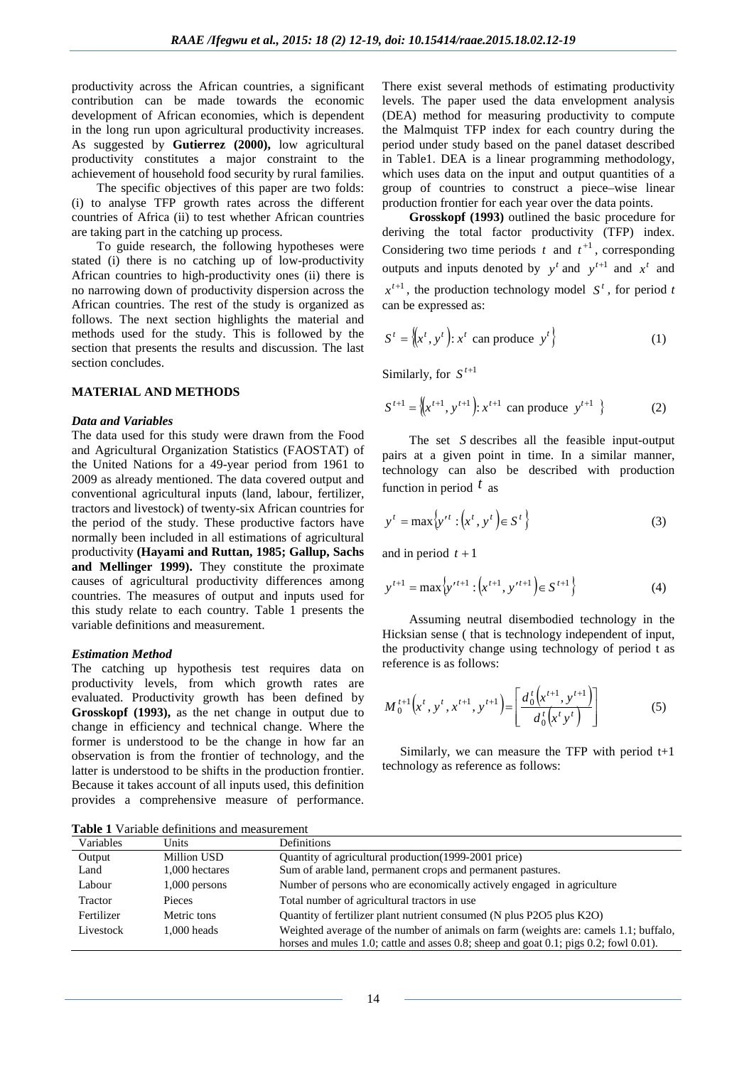productivity across the African countries, a significant contribution can be made towards the economic development of African economies, which is dependent in the long run upon agricultural productivity increases. As suggested by **Gutierrez (2000),** low agricultural productivity constitutes a major constraint to the achievement of household food security by rural families.

The specific objectives of this paper are two folds: (i) to analyse TFP growth rates across the different countries of Africa (ii) to test whether African countries are taking part in the catching up process.

To guide research, the following hypotheses were stated (i) there is no catching up of low-productivity African countries to high-productivity ones (ii) there is no narrowing down of productivity dispersion across the African countries. The rest of the study is organized as follows. The next section highlights the material and methods used for the study. This is followed by the section that presents the results and discussion. The last section concludes.

## MATERIAL AND METHODS

### *Data and Variables*

The data used for this study were drawn from the Food and Agricultural Organization Statistics (FAOSTAT) of the United Nations for a 49-year period from 1961 to 2009 as already mentioned. The data covered output and conventional agricultural inputs (land, labour, fertilizer, tractors and livestock) of twenty-six African countries for the period of the study. These productive factors have normally been included in all estimations of agricultural productivity **(Hayami and Ruttan, 1985; Gallup, Sachs and Mellinger 1999).** They constitute the proximate causes of agricultural productivity differences among countries. The measures of output and inputs used for this study relate to each country. Table 1 presents the variable definitions and measurement.

### *Estimation Method*

The catching up hypothesis test requires data on productivity levels, from which growth rates are evaluated. Productivity growth has been defined by **Grosskopf (1993),** as the net change in output due to change in efficiency and technical change. Where the former is understood to be the change in how far an observation is from the frontier of technology, and the latter is understood to be shifts in the production frontier. Because it takes account of all inputs used, this definition provides a comprehensive measure of performance. There exist several methods of estimating productivity levels. The paper used the data envelopment analysis (DEA) method for measuring productivity to compute the Malmquist TFP index for each country during the period under study based on the panel dataset described in Table1. DEA is a linear programming methodology, which uses data on the input and output quantities of a group of countries to construct a piece–wise linear production frontier for each year over the data points.

**Grosskopf (1993)** outlined the basic procedure for deriving the total factor productivity (TFP) index. Considering two time periods $t$ and $t^{+1}$, corresponding outputs and inputs denoted by $y^t$ and $y^{t+1}$ and $x^t$ and $x^{t+1}$, the production technology model $S^t$, for period $t$ can be expressed as:

$$S^t = \{(x^t, y^t): x^t \text{ can produce } y^t\} \tag{1}$$

Similarly, for $S^{t+1}$

$$S^{t+1} = \{(x^{t+1}, y^{t+1}): x^{t+1} \text{ can produce } y^{t+1}\} \tag{2}$$

The set $S$ describes all the feasible input-output pairs at a given point in time. In a similar manner, technology can also be described with production function in period $t$ as

$$y^t = \max\{y'^t : (x^t, y^t) \in S^t\} \tag{3}$$

and in period $t+1$

$$y^{t+1} = \max\{y'^{t+1} : (x^{t+1}, y'^{t+1}) \in S^{t+1}\} \tag{4}$$

Assuming neutral disembodied technology in the Hicksian sense ( that is technology independent of input, the productivity change using technology of period t as reference is as follows:

$$M_0^{t+1}(x^t, y^t, x^{t+1}, y^{t+1}) = \left[\frac{d_0^t(x^{t+1}, y^{t+1})}{d_0^t(x^t y^t)}\right] \tag{5}$$

Similarly, we can measure the TFP with period t+1 technology as reference as follows:

**Table 1** Variable definitions and measurement

| Variables | Units | Definitions |
|---|---|---|
| Output | Million USD | Quantity of agricultural production(1999-2001 price) |
| Land | 1,000 hectares | Sum of arable land, permanent crops and permanent pastures. |
| Labour | 1,000 persons | Number of persons who are economically actively engaged in agriculture |
| Tractor | Pieces | Total number of agricultural tractors in use |
| Fertilizer | Metric tons | Quantity of fertilizer plant nutrient consumed (N plus P2O5 plus K2O) |
| Livestock | 1,000 heads | Weighted average of the number of animals on farm (weights are: camels 1.1; buffalo, horses and mules 1.0; cattle and asses 0.8; sheep and goat 0.1; pigs 0.2; fowl 0.01). |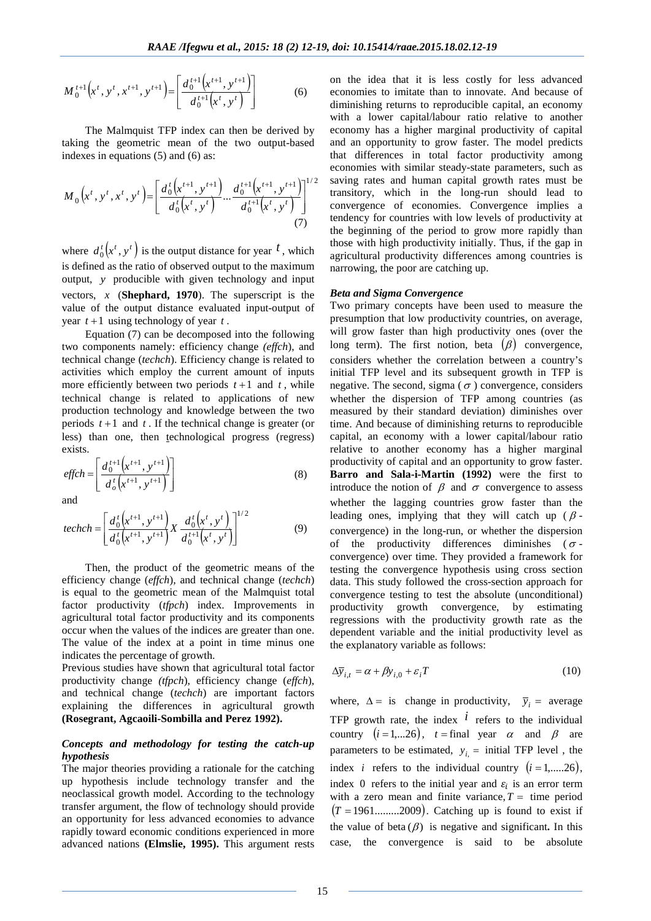$$M_0^{t+1}\left(x^t, y^t, x^{t+1}, y^{t+1}\right) = \left[\frac{d_0^{t+1}\left(x^{t+1}, y^{t+1}\right)}{d_0^{t+1}\left(x^t, y^t\right)}\right] \tag{6}$$

The Malmquist TFP index can then be derived by taking the geometric mean of the two output-based indexes in equations (5) and (6) as:

$$M_0\left(x^t, y^t, x^t, y^t\right) = \left[\frac{d_0^t\left(x^{t+1}, y^{t+1}\right)}{d_0^t\left(x^t, y^t\right)} \cdots \frac{d_0^{t+1}\left(x^{t+1}, y^{t+1}\right)}{d_0^{t+1}\left(x^t, y^t\right)}\right]^{1/2} \tag{7}$$

where $d_0^t\left(x^t, y^t\right)$ is the output distance for year $t$, which is defined as the ratio of observed output to the maximum output, $y$ producible with given technology and input vectors, $x$ (**Shephard, 1970**). The superscript is the value of the output distance evaluated input-output of year $t+1$ using technology of year $t$.

Equation (7) can be decomposed into the following two components namely: efficiency change *(effch*), and technical change (*techch*). Efficiency change is related to activities which employ the current amount of inputs more efficiently between two periods $t+1$ and $t$, while technical change is related to applications of new production technology and knowledge between the two periods $t+1$ and $t$. If the technical change is greater (or less) than one, then technological progress (regress) exists.

$$effch = \left[\frac{d_0^{t+1}\left(x^{t+1}, y^{t+1}\right)}{d_o^t\left(x^{t+1}, y^{t+1}\right)}\right] \tag{8}$$

and

$$techch = \left[\frac{d_0^t\left(x^{t+1}, y^{t+1}\right)}{d_0^t\left(x^{t+1}, y^{t+1}\right)} X \frac{d_0^t\left(x^t, y^t\right)}{d_0^{t+1}\left(x^t, y^t\right)}\right]^{1/2} \tag{9}$$

Then, the product of the geometric means of the efficiency change (*effch*), and technical change (*techch*) is equal to the geometric mean of the Malmquist total factor productivity (*tfpch*) index. Improvements in agricultural total factor productivity and its components occur when the values of the indices are greater than one. The value of the index at a point in time minus one indicates the percentage of growth.

Previous studies have shown that agricultural total factor productivity change *(tfpch*), efficiency change (*effch*), and technical change (*techch*) are important factors explaining the differences in agricultural growth **(Rosegrant, Agcaoili-Sombilla and Perez 1992).**

### *Concepts and methodology for testing the catch-up hypothesis*

The major theories providing a rationale for the catching up hypothesis include technology transfer and the neoclassical growth model. According to the technology transfer argument, the flow of technology should provide an opportunity for less advanced economies to advance rapidly toward economic conditions experienced in more advanced nations **(Elmslie, 1995).** This argument rests on the idea that it is less costly for less advanced economies to imitate than to innovate. And because of diminishing returns to reproducible capital, an economy with a lower capital/labour ratio relative to another economy has a higher marginal productivity of capital and an opportunity to grow faster. The model predicts that differences in total factor productivity among economies with similar steady-state parameters, such as saving rates and human capital growth rates must be transitory, which in the long-run should lead to convergence of economies. Convergence implies a tendency for countries with low levels of productivity at the beginning of the period to grow more rapidly than those with high productivity initially. Thus, if the gap in agricultural productivity differences among countries is narrowing, the poor are catching up.

### *Beta and Sigma Convergence*

Two primary concepts have been used to measure the presumption that low productivity countries, on average, will grow faster than high productivity ones (over the long term). The first notion, beta $(\beta)$ convergence, considers whether the correlation between a country's initial TFP level and its subsequent growth in TFP is negative. The second, sigma ($\sigma$) convergence, considers whether the dispersion of TFP among countries (as measured by their standard deviation) diminishes over time. And because of diminishing returns to reproducible capital, an economy with a lower capital/labour ratio relative to another economy has a higher marginal productivity of capital and an opportunity to grow faster. **Barro and Sala-i-Martin (1992)** were the first to introduce the notion of $\beta$ and $\sigma$ convergence to assess whether the lagging countries grow faster than the leading ones, implying that they will catch up ($\beta$-convergence) in the long-run, or whether the dispersion of the productivity differences diminishes ($\sigma$-convergence) over time. They provided a framework for testing the convergence hypothesis using cross section data. This study followed the cross-section approach for convergence testing to test the absolute (unconditional) productivity growth convergence, by estimating regressions with the productivity growth rate as the dependent variable and the initial productivity level as the explanatory variable as follows:

$$\Delta \overline{y}_{i,t} = \alpha + \beta y_{i,0} + \varepsilon_i T \tag{10}$$

where, $\Delta =$ is change in productivity, $\overline{y}_i =$ average TFP growth rate, the index $i$ refers to the individual country $(i = 1,...26)$, $t =$ final year $\alpha$ and $\beta$ are parameters to be estimated, $y_{i,} =$ initial TFP level, the index $i$ refers to the individual country $(i = 1,.....26)$, index 0 refers to the initial year and $\varepsilon_i$ is an error term with a zero mean and finite variance, $T =$ time period $(T = 1961.........2009)$. Catching up is found to exist if the value of beta $(\beta)$ is negative and significant**.** In this case, the convergence is said to be absolute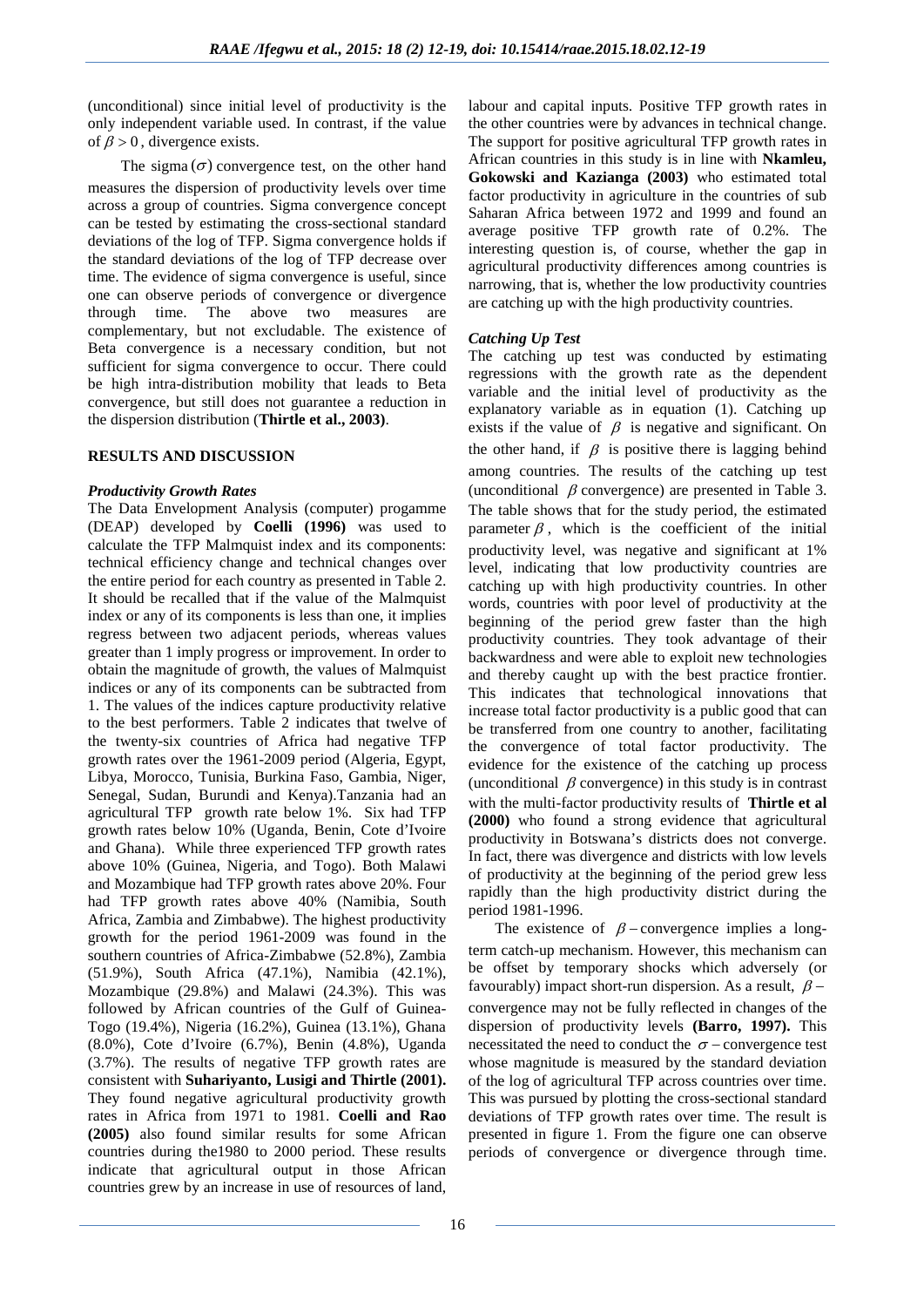(unconditional) since initial level of productivity is the only independent variable used. In contrast, if the value of $\beta > 0$, divergence exists.

The sigma $(\sigma)$ convergence test, on the other hand measures the dispersion of productivity levels over time across a group of countries. Sigma convergence concept can be tested by estimating the cross-sectional standard deviations of the log of TFP. Sigma convergence holds if the standard deviations of the log of TFP decrease over time. The evidence of sigma convergence is useful, since one can observe periods of convergence or divergence through time. The above two measures are complementary, but not excludable. The existence of Beta convergence is a necessary condition, but not sufficient for sigma convergence to occur. There could be high intra-distribution mobility that leads to Beta convergence, but still does not guarantee a reduction in the dispersion distribution (**Thirtle et al., 2003**).

## RESULTS AND DISCUSSION

### *Productivity Growth Rates*

The Data Envelopment Analysis (computer) progamme (DEAP) developed by **Coelli (1996)** was used to calculate the TFP Malmquist index and its components: technical efficiency change and technical changes over the entire period for each country as presented in Table 2. It should be recalled that if the value of the Malmquist index or any of its components is less than one, it implies regress between two adjacent periods, whereas values greater than 1 imply progress or improvement. In order to obtain the magnitude of growth, the values of Malmquist indices or any of its components can be subtracted from 1. The values of the indices capture productivity relative to the best performers. Table 2 indicates that twelve of the twenty-six countries of Africa had negative TFP growth rates over the 1961-2009 period (Algeria, Egypt, Libya, Morocco, Tunisia, Burkina Faso, Gambia, Niger, Senegal, Sudan, Burundi and Kenya).Tanzania had an agricultural TFP growth rate below 1%. Six had TFP growth rates below 10% (Uganda, Benin, Cote d'Ivoire and Ghana). While three experienced TFP growth rates above 10% (Guinea, Nigeria, and Togo). Both Malawi and Mozambique had TFP growth rates above 20%. Four had TFP growth rates above 40% (Namibia, South Africa, Zambia and Zimbabwe). The highest productivity growth for the period 1961-2009 was found in the southern countries of Africa-Zimbabwe (52.8%), Zambia (51.9%), South Africa (47.1%), Namibia (42.1%), Mozambique (29.8%) and Malawi (24.3%). This was followed by African countries of the Gulf of Guinea-Togo (19.4%), Nigeria (16.2%), Guinea (13.1%), Ghana (8.0%), Cote d'Ivoire (6.7%), Benin (4.8%), Uganda (3.7%). The results of negative TFP growth rates are consistent with **Suhariyanto, Lusigi and Thirtle (2001).** They found negative agricultural productivity growth rates in Africa from 1971 to 1981. **Coelli and Rao (2005)** also found similar results for some African countries during the1980 to 2000 period. These results indicate that agricultural output in those African countries grew by an increase in use of resources of land, labour and capital inputs. Positive TFP growth rates in the other countries were by advances in technical change. The support for positive agricultural TFP growth rates in African countries in this study is in line with **Nkamleu, Gokowski and Kazianga (2003)** who estimated total factor productivity in agriculture in the countries of sub Saharan Africa between 1972 and 1999 and found an average positive TFP growth rate of 0.2%. The interesting question is, of course, whether the gap in agricultural productivity differences among countries is narrowing, that is, whether the low productivity countries are catching up with the high productivity countries.

### *Catching Up Test*

The catching up test was conducted by estimating regressions with the growth rate as the dependent variable and the initial level of productivity as the explanatory variable as in equation (1). Catching up exists if the value of $\beta$ is negative and significant. On the other hand, if $\beta$ is positive there is lagging behind among countries. The results of the catching up test (unconditional $\beta$ convergence) are presented in Table 3. The table shows that for the study period, the estimated parameter $\beta$, which is the coefficient of the initial productivity level, was negative and significant at 1% level, indicating that low productivity countries are catching up with high productivity countries. In other words, countries with poor level of productivity at the beginning of the period grew faster than the high productivity countries. They took advantage of their backwardness and were able to exploit new technologies and thereby caught up with the best practice frontier. This indicates that technological innovations that increase total factor productivity is a public good that can be transferred from one country to another, facilitating the convergence of total factor productivity. The evidence for the existence of the catching up process (unconditional $\beta$ convergence) in this study is in contrast with the multi-factor productivity results of **Thirtle et al (2000)** who found a strong evidence that agricultural productivity in Botswana's districts does not converge. In fact, there was divergence and districts with low levels of productivity at the beginning of the period grew less rapidly than the high productivity district during the period 1981-1996.

The existence of $\beta$ – convergence implies a long-term catch-up mechanism. However, this mechanism can be offset by temporary shocks which adversely (or favourably) impact short-run dispersion. As a result, $\beta$ – convergence may not be fully reflected in changes of the dispersion of productivity levels **(Barro, 1997).** This necessitated the need to conduct the $\sigma$ – convergence test whose magnitude is measured by the standard deviation of the log of agricultural TFP across countries over time. This was pursued by plotting the cross-sectional standard deviations of TFP growth rates over time. The result is presented in figure 1. From the figure one can observe periods of convergence or divergence through time.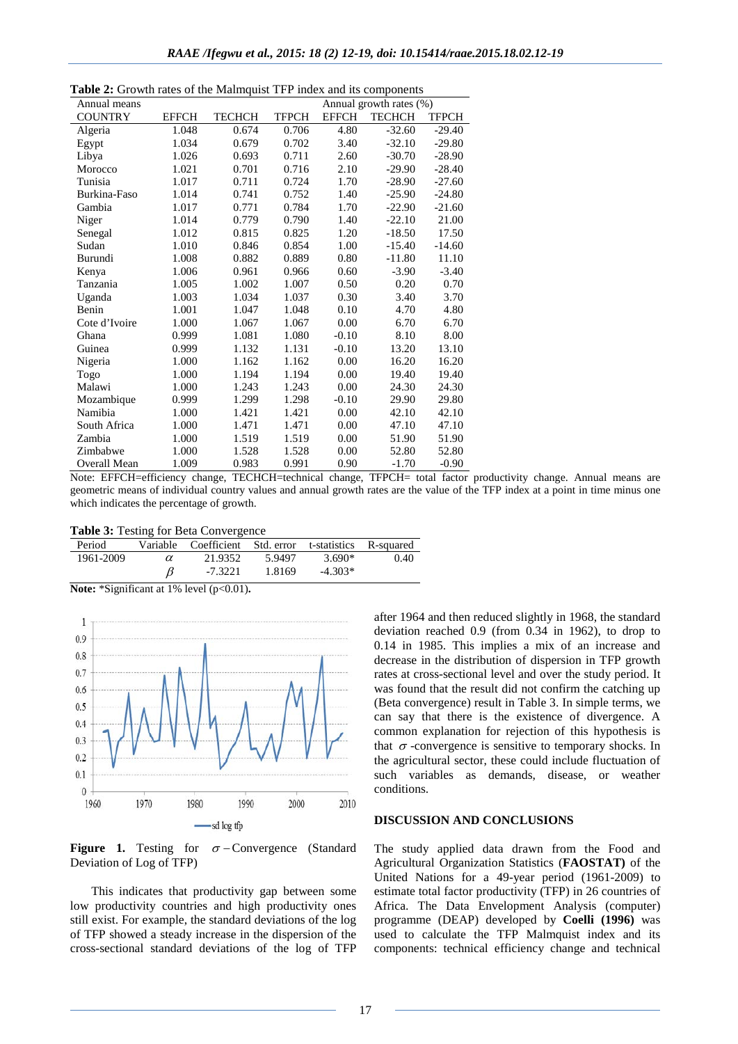**Table 2:** Growth rates of the Malmquist TFP index and its components

| Annual means | | | | Annual growth rates (%) | | |
|---|---|---|---|---|---|---|
| COUNTRY | EFFCH | TECHCH | TFPCH | EFFCH | TECHCH | TFPCH |
| Algeria | 1.048 | 0.674 | 0.706 | 4.80 | -32.60 | -29.40 |
| Egypt | 1.034 | 0.679 | 0.702 | 3.40 | -32.10 | -29.80 |
| Libya | 1.026 | 0.693 | 0.711 | 2.60 | -30.70 | -28.90 |
| Morocco | 1.021 | 0.701 | 0.716 | 2.10 | -29.90 | -28.40 |
| Tunisia | 1.017 | 0.711 | 0.724 | 1.70 | -28.90 | -27.60 |
| Burkina-Faso | 1.014 | 0.741 | 0.752 | 1.40 | -25.90 | -24.80 |
| Gambia | 1.017 | 0.771 | 0.784 | 1.70 | -22.90 | -21.60 |
| Niger | 1.014 | 0.779 | 0.790 | 1.40 | -22.10 | 21.00 |
| Senegal | 1.012 | 0.815 | 0.825 | 1.20 | -18.50 | 17.50 |
| Sudan | 1.010 | 0.846 | 0.854 | 1.00 | -15.40 | -14.60 |
| Burundi | 1.008 | 0.882 | 0.889 | 0.80 | -11.80 | 11.10 |
| Kenya | 1.006 | 0.961 | 0.966 | 0.60 | -3.90 | -3.40 |
| Tanzania | 1.005 | 1.002 | 1.007 | 0.50 | 0.20 | 0.70 |
| Uganda | 1.003 | 1.034 | 1.037 | 0.30 | 3.40 | 3.70 |
| Benin | 1.001 | 1.047 | 1.048 | 0.10 | 4.70 | 4.80 |
| Cote d'Ivoire | 1.000 | 1.067 | 1.067 | 0.00 | 6.70 | 6.70 |
| Ghana | 0.999 | 1.081 | 1.080 | -0.10 | 8.10 | 8.00 |
| Guinea | 0.999 | 1.132 | 1.131 | -0.10 | 13.20 | 13.10 |
| Nigeria | 1.000 | 1.162 | 1.162 | 0.00 | 16.20 | 16.20 |
| Togo | 1.000 | 1.194 | 1.194 | 0.00 | 19.40 | 19.40 |
| Malawi | 1.000 | 1.243 | 1.243 | 0.00 | 24.30 | 24.30 |
| Mozambique | 0.999 | 1.299 | 1.298 | -0.10 | 29.90 | 29.80 |
| Namibia | 1.000 | 1.421 | 1.421 | 0.00 | 42.10 | 42.10 |
| South Africa | 1.000 | 1.471 | 1.471 | 0.00 | 47.10 | 47.10 |
| Zambia | 1.000 | 1.519 | 1.519 | 0.00 | 51.90 | 51.90 |
| Zimbabwe | 1.000 | 1.528 | 1.528 | 0.00 | 52.80 | 52.80 |
| Overall Mean | 1.009 | 0.983 | 0.991 | 0.90 | -1.70 | -0.90 |

Note: EFFCH=efficiency change, TECHCH=technical change, TFPCH= total factor productivity change. Annual means are geometric means of individual country values and annual growth rates are the value of the TFP index at a point in time minus one which indicates the percentage of growth.

**Table 3:** Testing for Beta Convergence

| Period | Variable | Coefficient | Std. error | t-statistics | R-squared |
|---|---|---|---|---|---|
| 1961-2009 | $\alpha$ | 21.9352 | 5.9497 | 3.690* | 0.40 |
| | $\beta$ | -7.3221 | 1.8169 | -4.303* | |

**Note:** *Significant at 1% level (p<0.01).

**Figure 1.** Testing for $\sigma$ – Convergence (Standard Deviation of Log of TFP)

This indicates that productivity gap between some low productivity countries and high productivity ones still exist. For example, the standard deviations of the log of TFP showed a steady increase in the dispersion of the cross-sectional standard deviations of the log of TFP after 1964 and then reduced slightly in 1968, the standard deviation reached 0.9 (from 0.34 in 1962), to drop to 0.14 in 1985. This implies a mix of an increase and decrease in the distribution of dispersion in TFP growth rates at cross-sectional level and over the study period. It was found that the result did not confirm the catching up (Beta convergence) result in Table 3. In simple terms, we can say that there is the existence of divergence. A common explanation for rejection of this hypothesis is that $\sigma$ -convergence is sensitive to temporary shocks. In the agricultural sector, these could include fluctuation of such variables as demands, disease, or weather conditions.

## DISCUSSION AND CONCLUSIONS

The study applied data drawn from the Food and Agricultural Organization Statistics (**FAOSTAT**) of the United Nations for a 49-year period (1961-2009) to estimate total factor productivity (TFP) in 26 countries of Africa. The Data Envelopment Analysis (computer) programme (DEAP) developed by **Coelli (1996)** was used to calculate the TFP Malmquist index and its components: technical efficiency change and technical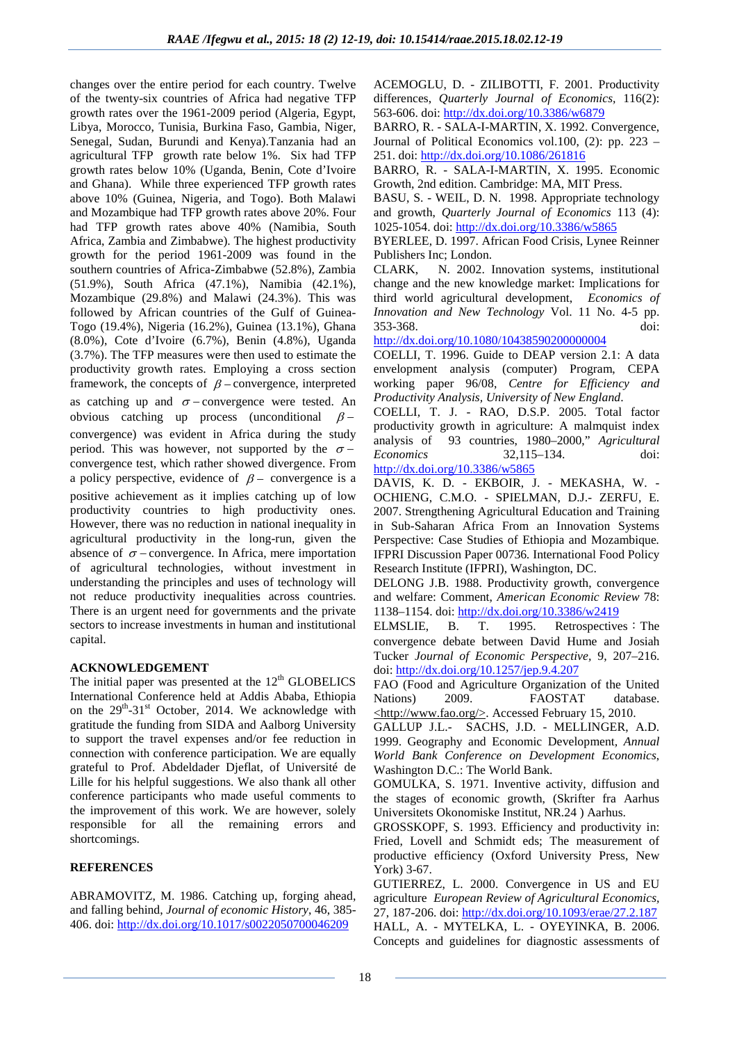changes over the entire period for each country. Twelve of the twenty-six countries of Africa had negative TFP growth rates over the 1961-2009 period (Algeria, Egypt, Libya, Morocco, Tunisia, Burkina Faso, Gambia, Niger, Senegal, Sudan, Burundi and Kenya).Tanzania had an agricultural TFP growth rate below 1%. Six had TFP growth rates below 10% (Uganda, Benin, Cote d'Ivoire and Ghana). While three experienced TFP growth rates above 10% (Guinea, Nigeria, and Togo). Both Malawi and Mozambique had TFP growth rates above 20%. Four had TFP growth rates above 40% (Namibia, South Africa, Zambia and Zimbabwe). The highest productivity growth for the period 1961-2009 was found in the southern countries of Africa-Zimbabwe (52.8%), Zambia (51.9%), South Africa (47.1%), Namibia (42.1%), Mozambique (29.8%) and Malawi (24.3%). This was followed by African countries of the Gulf of Guinea- Togo (19.4%), Nigeria (16.2%), Guinea (13.1%), Ghana (8.0%), Cote d'Ivoire (6.7%), Benin (4.8%), Uganda (3.7%). The TFP measures were then used to estimate the productivity growth rates. Employing a cross section framework, the concepts of $\beta$ – convergence, interpreted as catching up and $\sigma$ – convergence were tested. An obvious catching up process (unconditional $\beta$ – convergence) was evident in Africa during the study period. This was however, not supported by the $\sigma$ – convergence test, which rather showed divergence. From a policy perspective, evidence of $\beta$ – convergence is a positive achievement as it implies catching up of low productivity countries to high productivity ones. However, there was no reduction in national inequality in agricultural productivity in the long-run, given the absence of $\sigma$ – convergence. In Africa, mere importation of agricultural technologies, without investment in understanding the principles and uses of technology will not reduce productivity inequalities across countries. There is an urgent need for governments and the private sectors to increase investments in human and institutional capital.

## ACKNOWLEDGEMENT

The initial paper was presented at the 12th GLOBELICS International Conference held at Addis Ababa, Ethiopia on the 29th-31st October, 2014. We acknowledge with gratitude the funding from SIDA and Aalborg University to support the travel expenses and/or fee reduction in connection with conference participation. We are equally grateful to Prof. Abdeldader Djeflat, of Université de Lille for his helpful suggestions. We also thank all other conference participants who made useful comments to the improvement of this work. We are however, solely responsible for all the remaining errors and shortcomings.

## REFERENCES

ABRAMOVITZ, M. 1986. Catching up, forging ahead, and falling behind, *Journal of economic History*, 46, 385-406. doi: http://dx.doi.org/10.1017/s0022050700046209

ACEMOGLU, D. - ZILIBOTTI, F. 2001. Productivity differences, *Quarterly Journal of Economics*, 116(2): 563-606. doi: http://dx.doi.org/10.3386/w6879

BARRO, R. - SALA-I-MARTIN, X. 1992. Convergence, Journal of Political Economics vol.100, (2): pp. 223 – 251. doi: http://dx.doi.org/10.1086/261816

BARRO, R. - SALA-I-MARTIN, X. 1995. Economic Growth, 2nd edition. Cambridge: MA, MIT Press.

BASU, S. - WEIL, D. N. 1998. Appropriate technology and growth, *Quarterly Journal of Economics* 113 (4): 1025-1054. doi: http://dx.doi.org/10.3386/w5865

BYERLEE, D. 1997. African Food Crisis, Lynee Reinner Publishers Inc; London.

CLARK, N. 2002. Innovation systems, institutional change and the new knowledge market: Implications for third world agricultural development, *Economics of Innovation and New Technology* Vol. 11 No. 4-5 pp. 353-368. doi: http://dx.doi.org/10.1080/10438590200000004

COELLI, T. 1996. Guide to DEAP version 2.1: A data envelopment analysis (computer) Program, CEPA working paper 96/08, *Centre for Efficiency and Productivity Analysis, University of New England*.

COELLI, T. J. - RAO, D.S.P. 2005. Total factor productivity growth in agriculture: A malmquist index analysis of 93 countries, 1980–2000," *Agricultural Economics* 32,115–134. doi: http://dx.doi.org/10.3386/w5865

DAVIS, K. D. - EKBOIR, J. - MEKASHA, W. - OCHIENG, C.M.O. - SPIELMAN, D.J.- ZERFU, E. 2007. Strengthening Agricultural Education and Training in Sub-Saharan Africa From an Innovation Systems Perspective: Case Studies of Ethiopia and Mozambique. IFPRI Discussion Paper 00736. International Food Policy Research Institute (IFPRI), Washington, DC.

DELONG J.B. 1988. Productivity growth, convergence and welfare: Comment, *American Economic Review* 78: 1138–1154. doi: http://dx.doi.org/10.3386/w2419

ELMSLIE, B. T. 1995. Retrospectives：The convergence debate between David Hume and Josiah Tucker *Journal of Economic Perspective*, 9, 207–216. doi: http://dx.doi.org/10.1257/jep.9.4.207

FAO (Food and Agriculture Organization of the United Nations) 2009. FAOSTAT database. <http://www.fao.org/>. Accessed February 15, 2010.

GALLUP J.L.- SACHS, J.D. - MELLINGER, A.D. 1999. Geography and Economic Development, *Annual World Bank Conference on Development Economics*, Washington D.C.: The World Bank.

GOMULKA, S. 1971. Inventive activity, diffusion and the stages of economic growth, (Skrifter fra Aarhus Universitets Okonomiske Institut, NR.24 ) Aarhus.

GROSSKOPF, S. 1993. Efficiency and productivity in: Fried, Lovell and Schmidt eds; The measurement of productive efficiency (Oxford University Press, New York) 3-67.

GUTIERREZ, L. 2000. Convergence in US and EU agriculture *European Review of Agricultural Economics*, 27, 187-206. doi: http://dx.doi.org/10.1093/erae/27.2.187

HALL, A. - MYTELKA, L. - OYEYINKA, B. 2006. Concepts and guidelines for diagnostic assessments of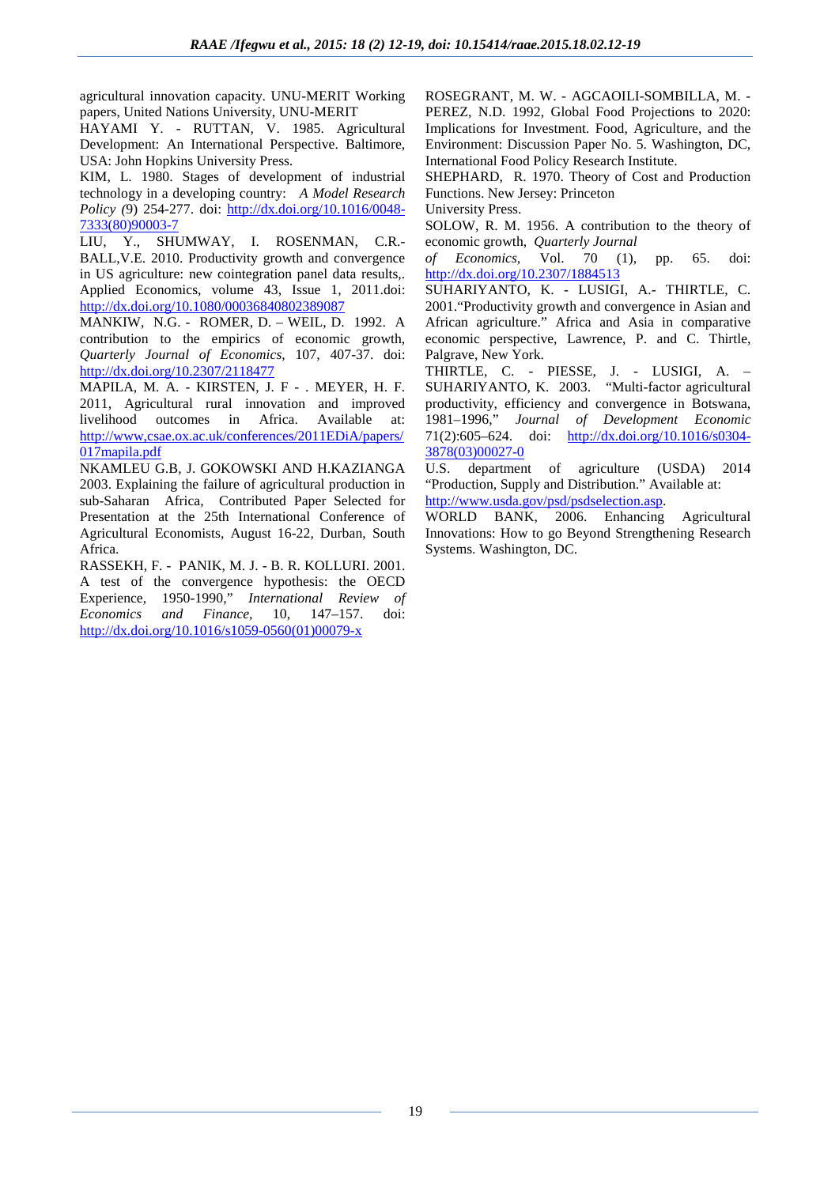agricultural innovation capacity. UNU-MERIT Working papers, United Nations University, UNU-MERIT

HAYAMI Y. - RUTTAN, V. 1985. Agricultural Development: An International Perspective. Baltimore, USA: John Hopkins University Press.

KIM, L. 1980. Stages of development of industrial technology in a developing country: *A Model Research Policy (*9) 254-277. doi: http://dx.doi.org/10.1016/0048-7333(80)90003-7

LIU, Y., SHUMWAY, I. ROSENMAN, C.R.- BALL,V.E. 2010. Productivity growth and convergence in US agriculture: new cointegration panel data results,. Applied Economics, volume 43, Issue 1, 2011.doi: http://dx.doi.org/10.1080/00036840802389087

MANKIW, N.G. - ROMER, D. – WEIL, D. 1992. A contribution to the empirics of economic growth, *Quarterly Journal of Economics*, 107, 407-37. doi: http://dx.doi.org/10.2307/2118477

MAPILA, M. A. - KIRSTEN, J. F - . MEYER, H. F. 2011, Agricultural rural innovation and improved livelihood outcomes in Africa. Available at: http://www,csae.ox.ac.uk/conferences/2011EDiA/papers/017mapila.pdf

NKAMLEU G.B, J. GOKOWSKI AND H.KAZIANGA 2003. Explaining the failure of agricultural production in sub-Saharan Africa, Contributed Paper Selected for Presentation at the 25th International Conference of Agricultural Economists, August 16-22, Durban, South Africa.

RASSEKH, F. - PANIK, M. J. - B. R. KOLLURI. 2001. A test of the convergence hypothesis: the OECD Experience, 1950-1990," *International Review of Economics and Finance*, 10, 147–157. doi: http://dx.doi.org/10.1016/s1059-0560(01)00079-x

ROSEGRANT, M. W. - AGCAOILI-SOMBILLA, M. - PEREZ, N.D. 1992, Global Food Projections to 2020: Implications for Investment. Food, Agriculture, and the Environment: Discussion Paper No. 5. Washington, DC, International Food Policy Research Institute.

SHEPHARD, R. 1970. Theory of Cost and Production Functions. New Jersey: Princeton University Press.

SOLOW, R. M. 1956. A contribution to the theory of economic growth, *Quarterly Journal of Economics*, Vol. 70 (1), pp. 65. doi: http://dx.doi.org/10.2307/1884513

SUHARIYANTO, K. - LUSIGI, A.- THIRTLE, C. 2001."Productivity growth and convergence in Asian and African agriculture." Africa and Asia in comparative economic perspective, Lawrence, P. and C. Thirtle, Palgrave, New York.

THIRTLE, C. - PIESSE, J. - LUSIGI, A. – SUHARIYANTO, K. 2003. "Multi-factor agricultural productivity, efficiency and convergence in Botswana, 1981–1996," *Journal of Development Economic* 71(2):605–624. doi: http://dx.doi.org/10.1016/s0304-3878(03)00027-0

U.S. department of agriculture (USDA) 2014 "Production, Supply and Distribution." Available at: http://www.usda.gov/psd/psdselection.asp.

WORLD BANK, 2006. Enhancing Agricultural Innovations: How to go Beyond Strengthening Research Systems. Washington, DC.